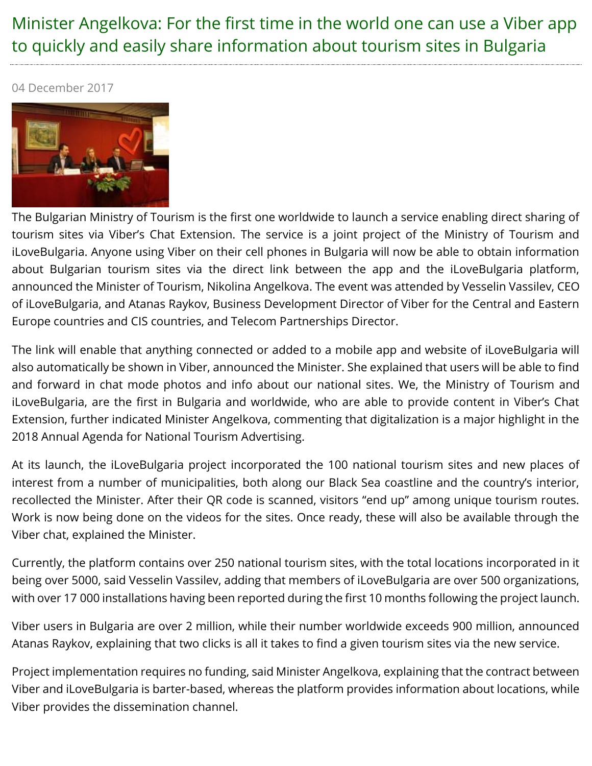# Minister Angelkova: For the first time in the world one can use a Viber app to quickly and easily share information about tourism sites in Bulgaria

04 December 2017

The Bulgarian Ministry of Tourism is the first one worldwide to launch a service enabling direct sharing of tourism sites via Viber's Chat Extension. The service is a joint project of the Ministry of Tourism and iLoveBulgaria. Anyone using Viber on their cell phones in Bulgaria will now be able to obtain information about Bulgarian tourism sites via the direct link between the app and the iLoveBulgaria platform, announced the Minister of Tourism, Nikolina Angelkova. The event was attended by Vesselin Vassilev, CEO of iLoveBulgaria, and Atanas Raykov, Business Development Director of Viber for the Central and Eastern Europe countries and CIS countries, and Telecom Partnerships Director.

The link will enable that anything connected or added to a mobile app and website of iLoveBulgaria will also automatically be shown in Viber, announced the Minister. She explained that users will be able to find and forward in chat mode photos and info about our national sites. We, the Ministry of Tourism and iLoveBulgaria, are the first in Bulgaria and worldwide, who are able to provide content in Viber's Chat Extension, further indicated Minister Angelkova, commenting that digitalization is a major highlight in the 2018 Annual Agenda for National Tourism Advertising.

At its launch, the iLoveBulgaria project incorporated the 100 national tourism sites and new places of interest from a number of municipalities, both along our Black Sea coastline and the country's interior, recollected the Minister. After their QR code is scanned, visitors "end up" among unique tourism routes. Work is now being done on the videos for the sites. Once ready, these will also be available through the Viber chat, explained the Minister.

Currently, the platform contains over 250 national tourism sites, with the total locations incorporated in it being over 5000, said Vesselin Vassilev, adding that members of iLoveBulgaria are over 500 organizations, with over 17 000 installations having been reported during the first 10 months following the project launch.

Viber users in Bulgaria are over 2 million, while their number worldwide exceeds 900 million, announced Atanas Raykov, explaining that two clicks is all it takes to find a given tourism sites via the new service.

Project implementation requires no funding, said Minister Angelkova, explaining that the contract between Viber and iLoveBulgaria is barter-based, whereas the platform provides information about locations, while Viber provides the dissemination channel.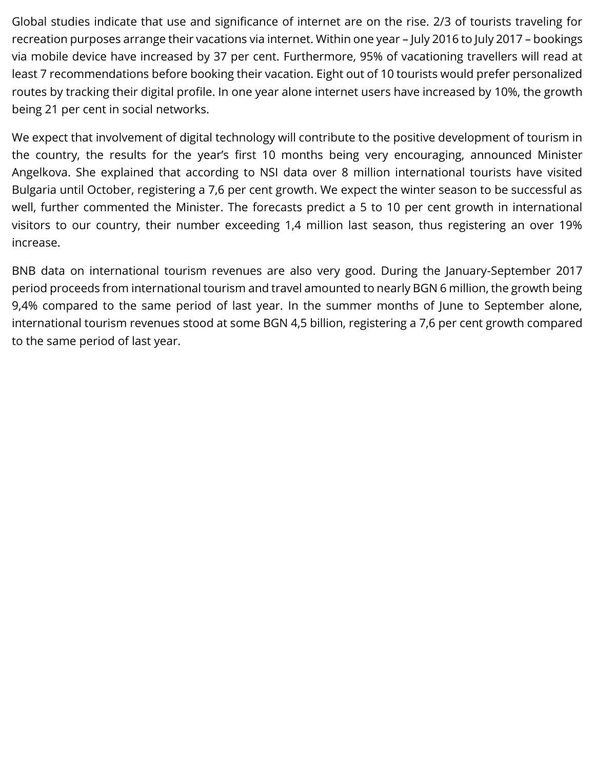Global studies indicate that use and significance of internet are on the rise. 2/3 of tourists traveling for recreation purposes arrange their vacations via internet. Within one year – July 2016 to July 2017 – bookings via mobile device have increased by 37 per cent. Furthermore, 95% of vacationing travellers will read at least 7 recommendations before booking their vacation. Eight out of 10 tourists would prefer personalized routes by tracking their digital profile. In one year alone internet users have increased by 10%, the growth being 21 per cent in social networks.

We expect that involvement of digital technology will contribute to the positive development of tourism in the country, the results for the year's first 10 months being very encouraging, announced Minister Angelkova. She explained that according to NSI data over 8 million international tourists have visited Bulgaria until October, registering a 7,6 per cent growth. We expect the winter season to be successful as well, further commented the Minister. The forecasts predict a 5 to 10 per cent growth in international visitors to our country, their number exceeding 1,4 million last season, thus registering an over 19% increase.

BNB data on international tourism revenues are also very good. During the January-September 2017 period proceeds from international tourism and travel amounted to nearly BGN 6 million, the growth being 9,4% compared to the same period of last year. In the summer months of June to September alone, international tourism revenues stood at some BGN 4,5 billion, registering a 7,6 per cent growth compared to the same period of last year.